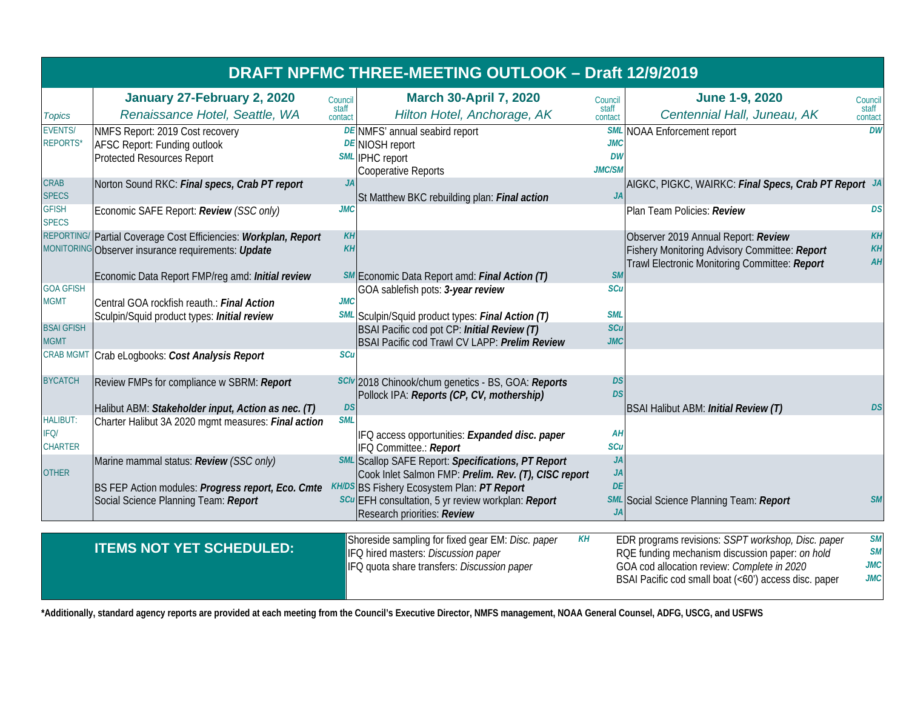# DRAFT NPFMC THREE-MEETING OUTLOOK – Draft 12/9/2019

| Topics | January 27-February 2, 2020<br>*Renaissance Hotel, Seattle, WA* | Council staff contact | March 30-April 7, 2020<br>*Hilton Hotel, Anchorage, AK* | Council staff contact | June 1-9, 2020<br>*Centennial Hall, Juneau, AK* | Council staff contact |
|---|---|---|---|---|---|---|
| EVENTS/ REPORTS* | NMFS Report: 2019 Cost recovery<br>AFSC Report: Funding outlook<br>Protected Resources Report | DE<br>DE<br>SML | NMFS' annual seabird report<br>NIOSH report<br>IPHC report<br>Cooperative Reports | SML<br>JMC<br>DW<br>JMC/SM | NOAA Enforcement report | DW |
| CRAB SPECS | Norton Sound RKC: ***Final specs, Crab PT report*** | JA | St Matthew BKC rebuilding plan: ***Final action*** | JA | AIGKC, PIGKC, WAIRKC: ***Final Specs, Crab PT Report*** | JA |
| GFISH SPECS | Economic SAFE Report: ***Review*** *(SSC only)* | JMC | | | Plan Team Policies: ***Review*** | DS |
| REPORTING/ MONITORING | Partial Coverage Cost Efficiencies: ***Workplan, Report***<br>Observer insurance requirements: ***Update***<br>Economic Data Report FMP/reg amd: ***Initial review*** | KH<br>KH<br>SM | Economic Data Report amd: ***Final Action (T)*** | SM | Observer 2019 Annual Report: ***Review***<br>Fishery Monitoring Advisory Committee: ***Report***<br>Trawl Electronic Monitoring Committee: ***Report*** | KH<br>KH<br>AH |
| GOA GFISH MGMT | Central GOA rockfish reauth.: ***Final Action***<br>Sculpin/Squid product types: ***Initial review*** | JMC<br>SML | GOA sablefish pots: ***3-year review***<br>Sculpin/Squid product types: ***Final Action (T)*** | SCu<br>SML | | |
| BSAI GFISH MGMT | | | BSAI Pacific cod pot CP: ***Initial Review (T)***<br>BSAI Pacific cod Trawl CV LAPP: ***Prelim Review*** | SCu<br>JMC | | |
| CRAB MGMT | Crab eLogbooks: ***Cost Analysis Report*** | SCu | | | | |
| BYCATCH | Review FMPs for compliance w SBRM: ***Report***<br>Halibut ABM: ***Stakeholder input, Action as nec. (T)*** | SClv<br>DS | 2018 Chinook/chum genetics - BS, GOA: ***Reports***<br>Pollock IPA: ***Reports (CP, CV, mothership)*** | DS<br>DS | BSAI Halibut ABM: ***Initial Review (T)*** | DS |
| HALIBUT: IFQ/ CHARTER | Charter Halibut 3A 2020 mgmt measures: ***Final action*** | SML | IFQ access opportunities: ***Expanded disc. paper***<br>IFQ Committee.: ***Report*** | AH<br>SCu | | |
| OTHER | Marine mammal status: ***Review*** *(SSC only)*<br>BS FEP Action modules: ***Progress report, Eco. Cmte***<br>Social Science Planning Team: ***Report*** | SML<br>KH/DS<br>SCu | Scallop SAFE Report: ***Specifications, PT Report***<br>Cook Inlet Salmon FMP: ***Prelim. Rev. (T), CISC report***<br>BS Fishery Ecosystem Plan: ***PT Report***<br>EFH consultation, 5 yr review workplan: ***Report***<br>Research priorities: ***Review*** | JA<br>JA<br>DE<br>SML<br>JA | Social Science Planning Team: ***Report*** | SM |

## ITEMS NOT YET SCHEDULED:

| Item | Contact |
|---|---|
| Shoreside sampling for fixed gear EM: *Disc. paper* | KH |
| IFQ hired masters: *Discussion paper* | |
| IFQ quota share transfers: *Discussion paper* | |
| EDR programs revisions: *SSPT workshop, Disc. paper* | SM |
| RQE funding mechanism discussion paper: *on hold* | SM |
| GOA cod allocation review: *Complete in 2020* | JMC |
| BSAI Pacific cod small boat (<60') access disc. paper | JMC |

**\*Additionally, standard agency reports are provided at each meeting from the Council's Executive Director, NMFS management, NOAA General Counsel, ADFG, USCG, and USFWS**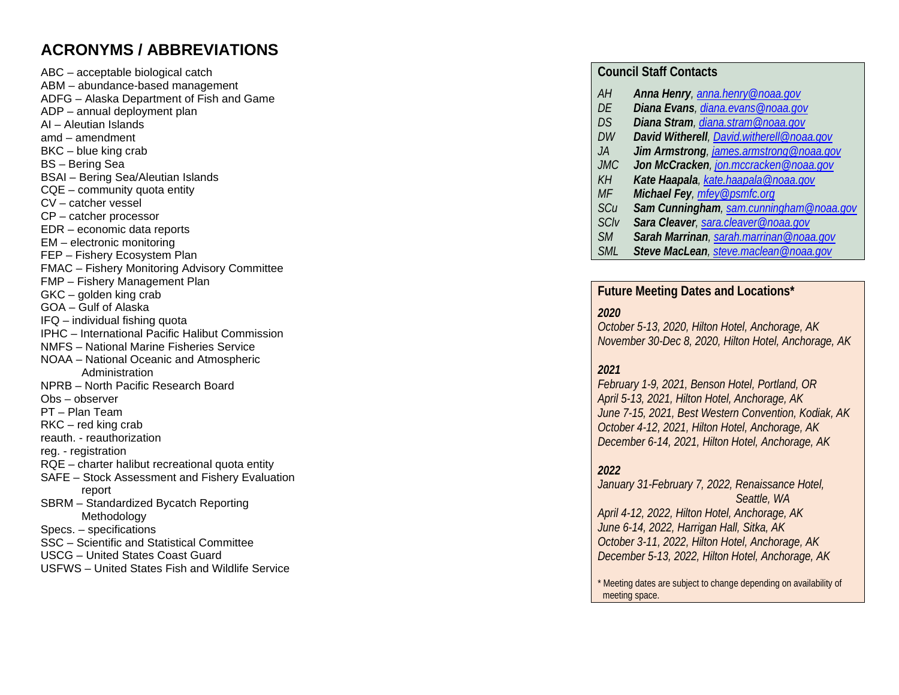# ACRONYMS / ABBREVIATIONS

ABC – acceptable biological catch
ABM – abundance-based management
ADFG – Alaska Department of Fish and Game
ADP – annual deployment plan
AI – Aleutian Islands
amd – amendment
BKC – blue king crab
BS – Bering Sea
BSAI – Bering Sea/Aleutian Islands
CQE – community quota entity
CV – catcher vessel
CP – catcher processor
EDR – economic data reports
EM – electronic monitoring
FEP – Fishery Ecosystem Plan
FMAC – Fishery Monitoring Advisory Committee
FMP – Fishery Management Plan
GKC – golden king crab
GOA – Gulf of Alaska
IFQ – individual fishing quota
IPHC – International Pacific Halibut Commission
NMFS – National Marine Fisheries Service
NOAA – National Oceanic and Atmospheric Administration
NPRB – North Pacific Research Board
Obs – observer
PT – Plan Team
RKC – red king crab
reauth. - reauthorization
reg. - registration
RQE – charter halibut recreational quota entity
SAFE – Stock Assessment and Fishery Evaluation report
SBRM – Standardized Bycatch Reporting Methodology
Specs. – specifications
SSC – Scientific and Statistical Committee
USCG – United States Coast Guard
USFWS – United States Fish and Wildlife Service

## Council Staff Contacts

| | |
|---|---|
| *AH* | ***Anna Henry***, *anna.henry@noaa.gov* |
| *DE* | ***Diana Evans***, *diana.evans@noaa.gov* |
| *DS* | ***Diana Stram***, *diana.stram@noaa.gov* |
| *DW* | ***David Witherell***, *David.witherell@noaa.gov* |
| *JA* | ***Jim Armstrong***, *james.armstrong@noaa.gov* |
| *JMC* | ***Jon McCracken***, *jon.mccracken@noaa.gov* |
| *KH* | ***Kate Haapala***, *kate.haapala@noaa.gov* |
| *MF* | ***Michael Fey***, *mfey@psmfc.org* |
| *SCu* | ***Sam Cunningham***, *sam.cunningham@noaa.gov* |
| *SClv* | ***Sara Cleaver***, *sara.cleaver@noaa.gov* |
| *SM* | ***Sarah Marrinan***, *sarah.marrinan@noaa.gov* |
| *SML* | ***Steve MacLean***, *steve.maclean@noaa.gov* |

## Future Meeting Dates and Locations*

***2020***
*October 5-13, 2020, Hilton Hotel, Anchorage, AK*
*November 30-Dec 8, 2020, Hilton Hotel, Anchorage, AK*

***2021***
*February 1-9, 2021, Benson Hotel, Portland, OR*
*April 5-13, 2021, Hilton Hotel, Anchorage, AK*
*June 7-15, 2021, Best Western Convention, Kodiak, AK*
*October 4-12, 2021, Hilton Hotel, Anchorage, AK*
*December 6-14, 2021, Hilton Hotel, Anchorage, AK*

***2022***
*January 31-February 7, 2022, Renaissance Hotel, Seattle, WA*
*April 4-12, 2022, Hilton Hotel, Anchorage, AK*
*June 6-14, 2022, Harrigan Hall, Sitka, AK*
*October 3-11, 2022, Hilton Hotel, Anchorage, AK*
*December 5-13, 2022, Hilton Hotel, Anchorage, AK*

* Meeting dates are subject to change depending on availability of meeting space.